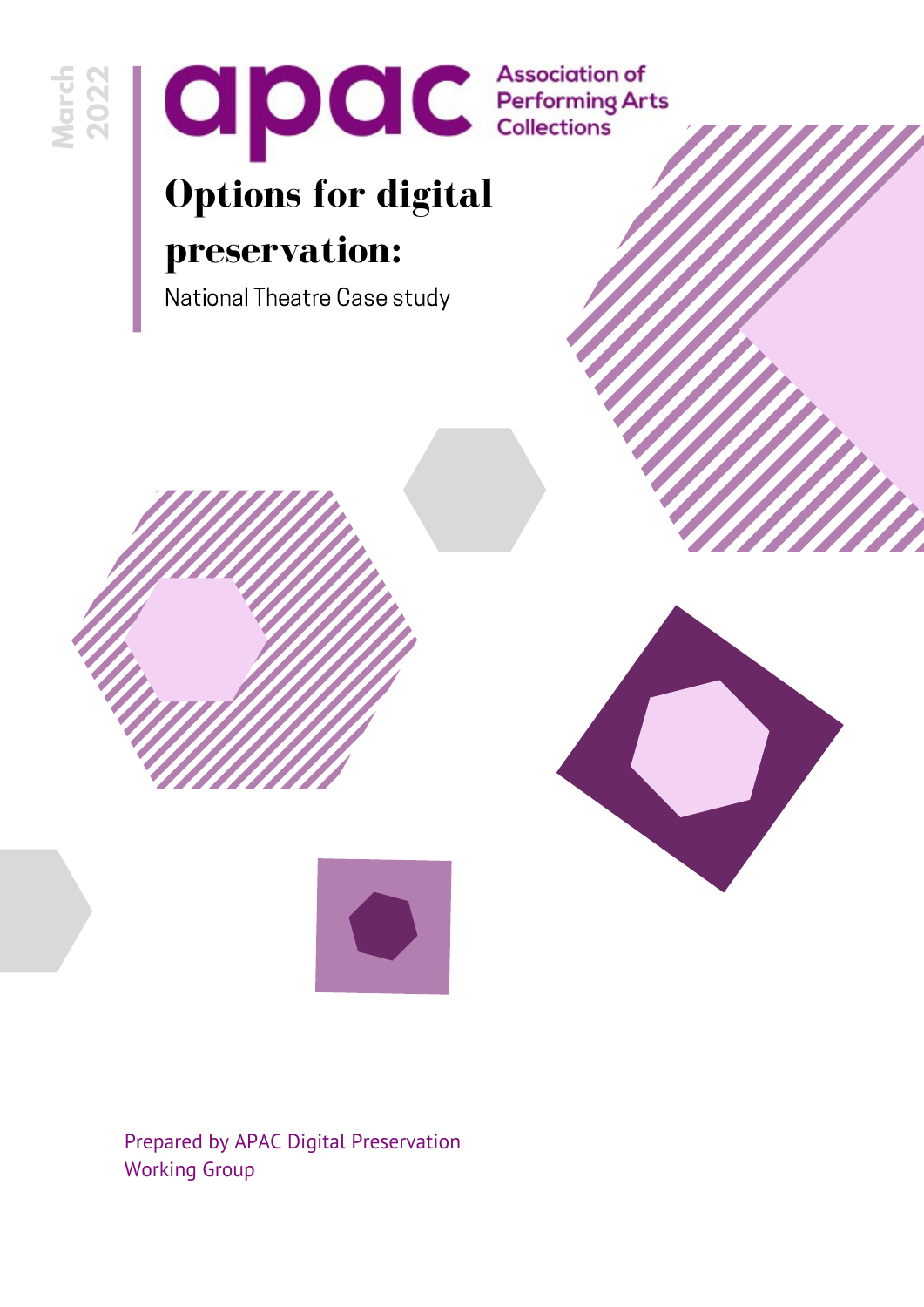March 2022

apac Association of Performing Arts Collections

# Options for digital preservation:

National Theatre Case study

Prepared by APAC Digital Preservation Working Group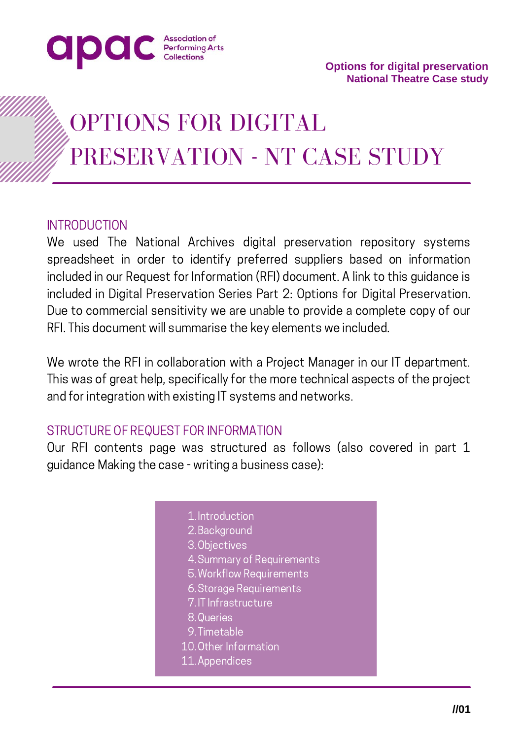# OPTIONS FOR DIGITAL PRESERVATION - NT CASE STUDY

## INTRODUCTION

We used The National Archives digital preservation repository systems spreadsheet in order to identify preferred suppliers based on information included in our Request for Information (RFI) document. A link to this guidance is included in Digital Preservation Series Part 2: Options for Digital Preservation. Due to commercial sensitivity we are unable to provide a complete copy of our RFI. This document will summarise the key elements we included.

We wrote the RFI in collaboration with a Project Manager in our IT department. This was of great help, specifically for the more technical aspects of the project and for integration with existing IT systems and networks.

## STRUCTURE OF REQUEST FOR INFORMATION

Our RFI contents page was structured as follows (also covered in part 1 guidance Making the case - writing a business case):

1. Introduction
2. Background
3. Objectives
4. Summary of Requirements
5. Workflow Requirements
6. Storage Requirements
7. IT Infrastructure
8. Queries
9. Timetable
10. Other Information
11. Appendices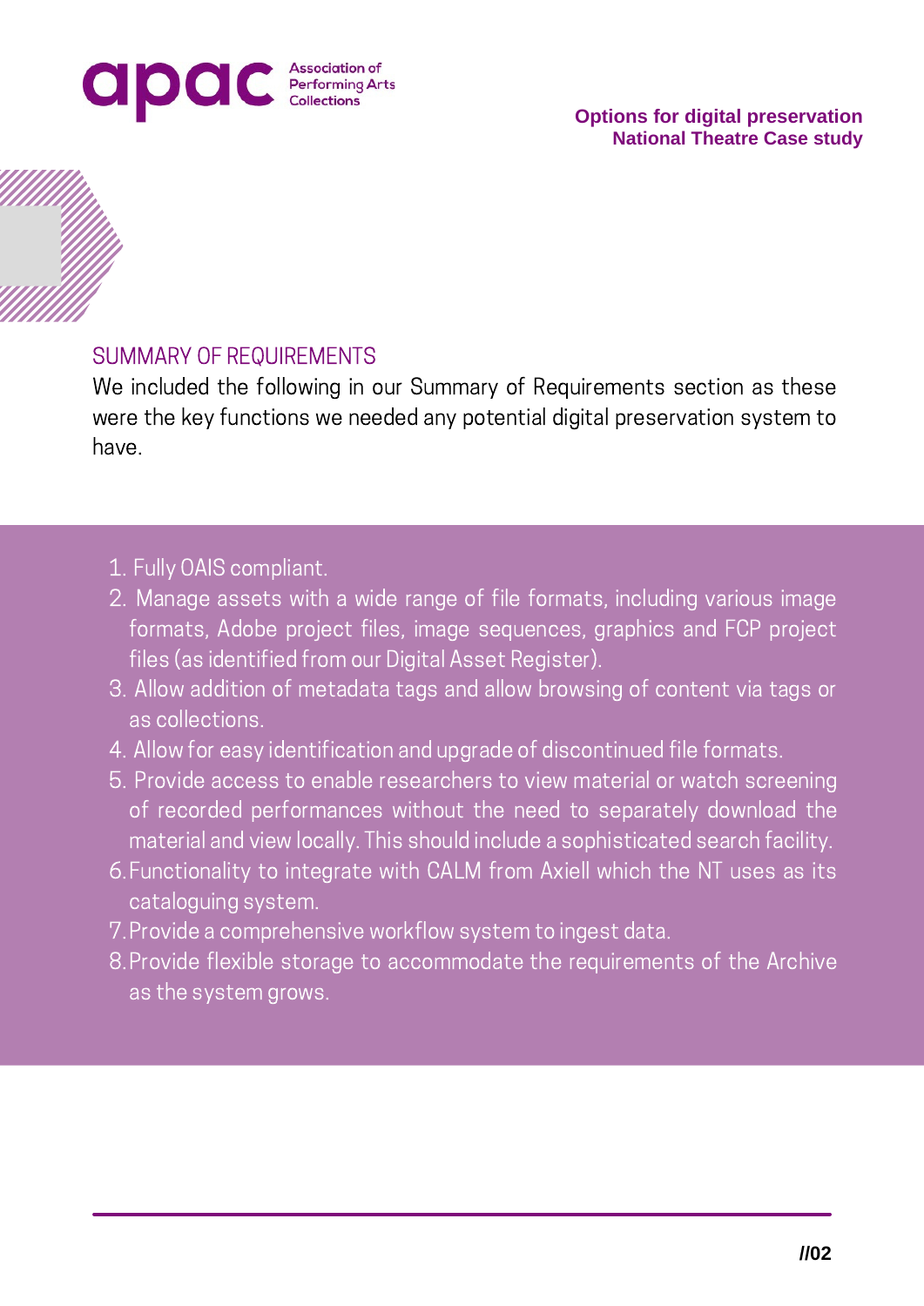## SUMMARY OF REQUIREMENTS

We included the following in our Summary of Requirements section as these were the key functions we needed any potential digital preservation system to have.

1. Fully OAIS compliant.
2. Manage assets with a wide range of file formats, including various image formats, Adobe project files, image sequences, graphics and FCP project files (as identified from our Digital Asset Register).
3. Allow addition of metadata tags and allow browsing of content via tags or as collections.
4. Allow for easy identification and upgrade of discontinued file formats.
5. Provide access to enable researchers to view material or watch screening of recorded performances without the need to separately download the material and view locally. This should include a sophisticated search facility.
6. Functionality to integrate with CALM from Axiell which the NT uses as its cataloguing system.
7. Provide a comprehensive workflow system to ingest data.
8. Provide flexible storage to accommodate the requirements of the Archive as the system grows.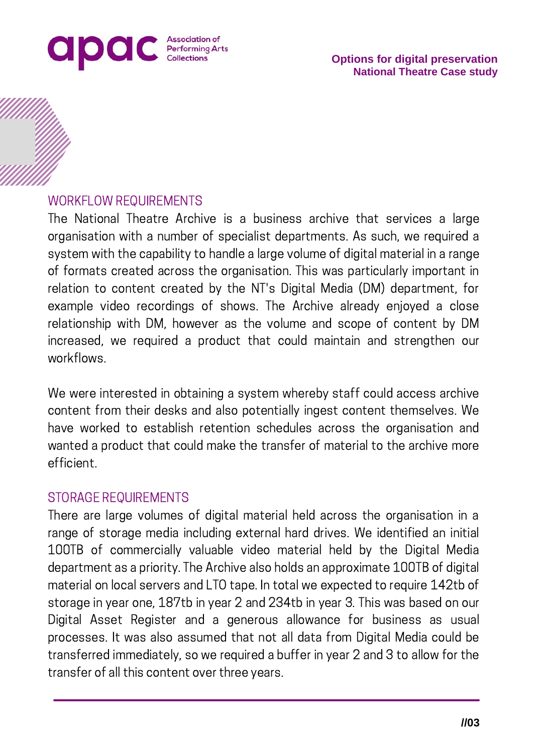## WORKFLOW REQUIREMENTS

The National Theatre Archive is a business archive that services a large organisation with a number of specialist departments. As such, we required a system with the capability to handle a large volume of digital material in a range of formats created across the organisation. This was particularly important in relation to content created by the NT's Digital Media (DM) department, for example video recordings of shows. The Archive already enjoyed a close relationship with DM, however as the volume and scope of content by DM increased, we required a product that could maintain and strengthen our workflows.

We were interested in obtaining a system whereby staff could access archive content from their desks and also potentially ingest content themselves. We have worked to establish retention schedules across the organisation and wanted a product that could make the transfer of material to the archive more efficient.

## STORAGE REQUIREMENTS

There are large volumes of digital material held across the organisation in a range of storage media including external hard drives. We identified an initial 100TB of commercially valuable video material held by the Digital Media department as a priority. The Archive also holds an approximate 100TB of digital material on local servers and LTO tape. In total we expected to require 142tb of storage in year one, 187tb in year 2 and 234tb in year 3. This was based on our Digital Asset Register and a generous allowance for business as usual processes. It was also assumed that not all data from Digital Media could be transferred immediately, so we required a buffer in year 2 and 3 to allow for the transfer of all this content over three years.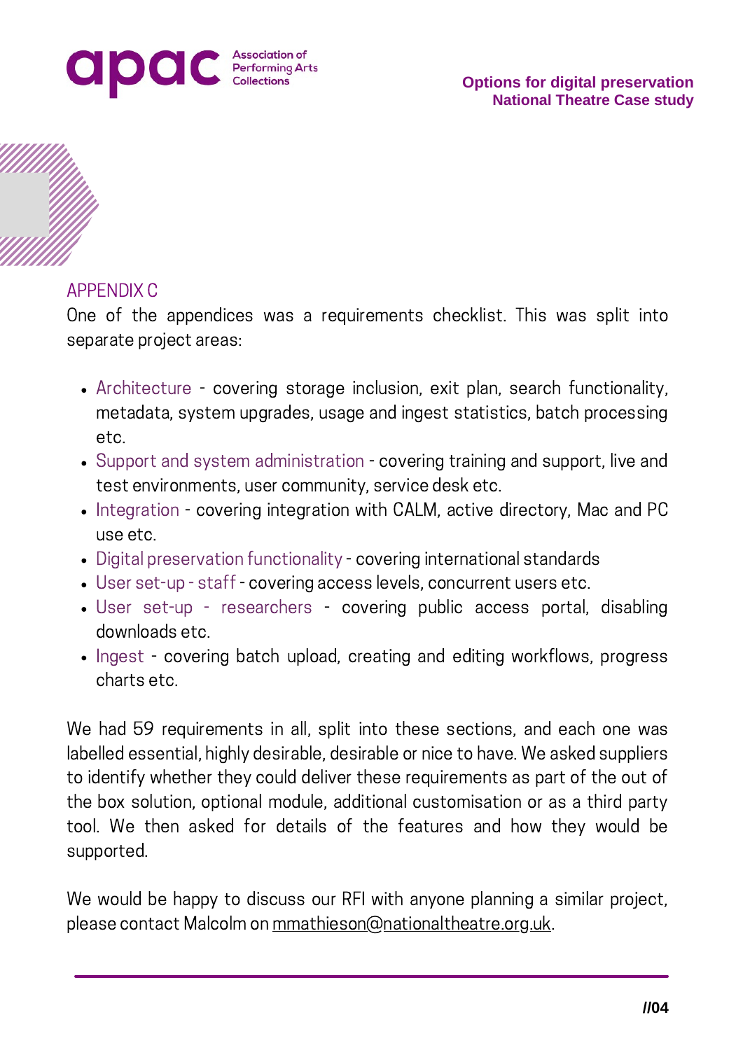## APPENDIX C

One of the appendices was a requirements checklist. This was split into separate project areas:

- Architecture - covering storage inclusion, exit plan, search functionality, metadata, system upgrades, usage and ingest statistics, batch processing etc.
- Support and system administration - covering training and support, live and test environments, user community, service desk etc.
- Integration - covering integration with CALM, active directory, Mac and PC use etc.
- Digital preservation functionality - covering international standards
- User set-up - staff - covering access levels, concurrent users etc.
- User set-up - researchers - covering public access portal, disabling downloads etc.
- Ingest - covering batch upload, creating and editing workflows, progress charts etc.

We had 59 requirements in all, split into these sections, and each one was labelled essential, highly desirable, desirable or nice to have. We asked suppliers to identify whether they could deliver these requirements as part of the out of the box solution, optional module, additional customisation or as a third party tool. We then asked for details of the features and how they would be supported.

We would be happy to discuss our RFI with anyone planning a similar project, please contact Malcolm on mmathieson@nationaltheatre.org.uk.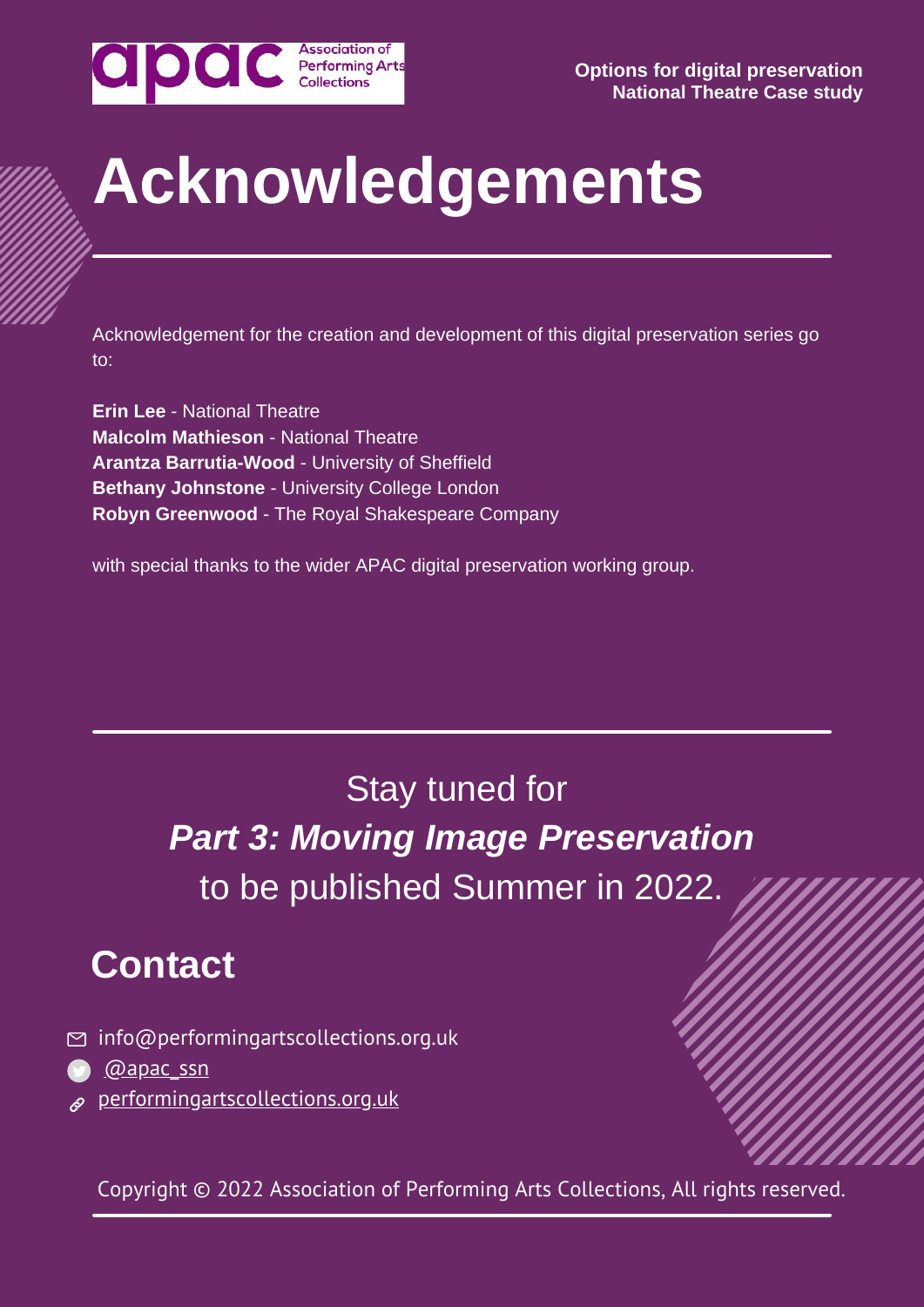# Acknowledgements

Acknowledgement for the creation and development of this digital preservation series go to:

**Erin Lee** - National Theatre
**Malcolm Mathieson** - National Theatre
**Arantza Barrutia-Wood** - University of Sheffield
**Bethany Johnstone** - University College London
**Robyn Greenwood** - The Royal Shakespeare Company

with special thanks to the wider APAC digital preservation working group.

Stay tuned for
***Part 3: Moving Image Preservation***
to be published Summer in 2022.

## Contact

info@performingartscollections.org.uk
@apac_ssn
performingartscollections.org.uk

Copyright © 2022 Association of Performing Arts Collections, All rights reserved.